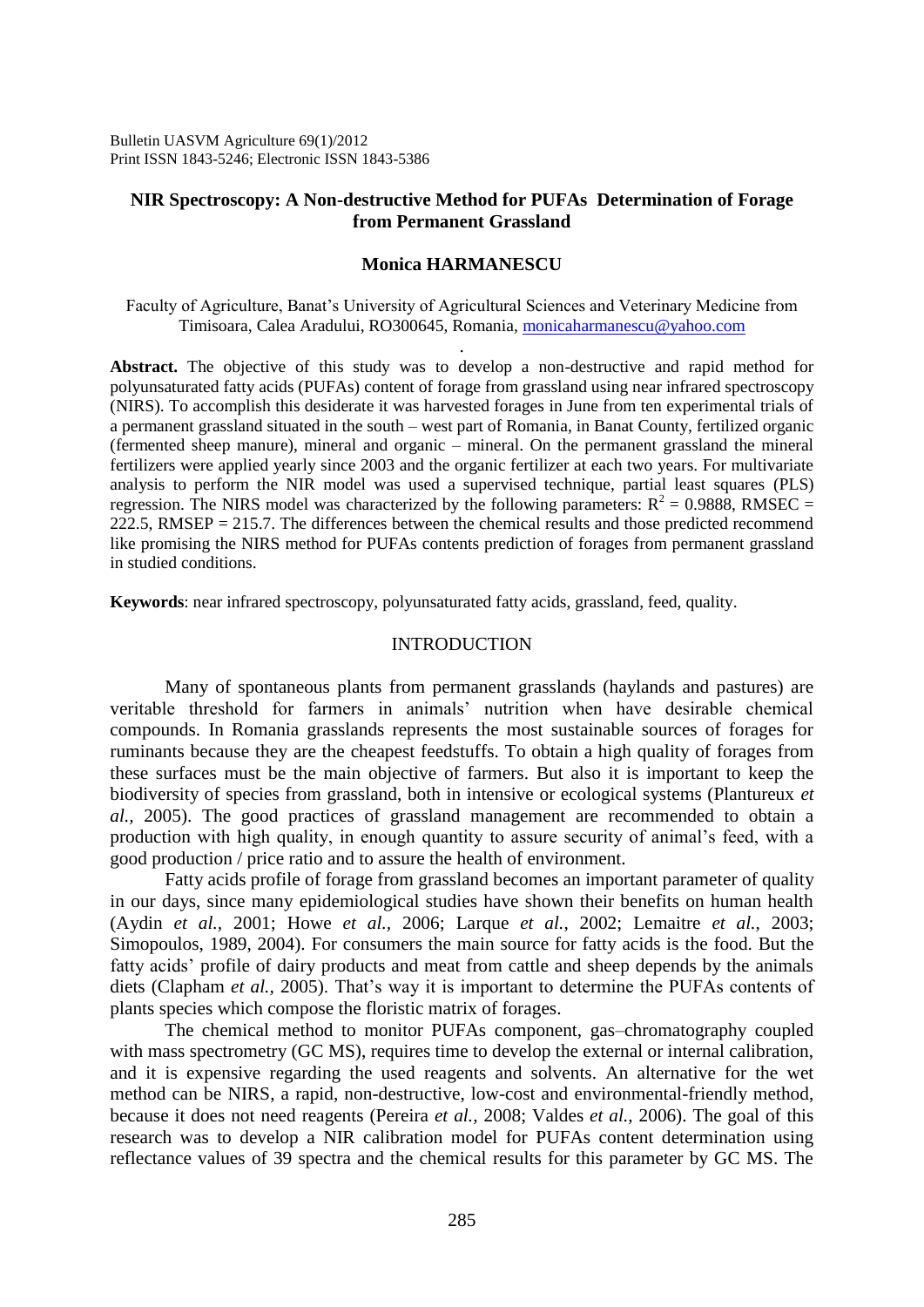Bulletin UASVM Agriculture 69(1)/2012
Print ISSN 1843-5246; Electronic ISSN 1843-5386

# NIR Spectroscopy: A Non-destructive Method for PUFAs Determination of Forage from Permanent Grassland

**Monica HARMANESCU**

Faculty of Agriculture, Banat's University of Agricultural Sciences and Veterinary Medicine from Timisoara, Calea Aradului, RO300645, Romania, monicaharmanescu@yahoo.com

**Abstract.** The objective of this study was to develop a non-destructive and rapid method for polyunsaturated fatty acids (PUFAs) content of forage from grassland using near infrared spectroscopy (NIRS). To accomplish this desiderate it was harvested forages in June from ten experimental trials of a permanent grassland situated in the south – west part of Romania, in Banat County, fertilized organic (fermented sheep manure), mineral and organic – mineral. On the permanent grassland the mineral fertilizers were applied yearly since 2003 and the organic fertilizer at each two years. For multivariate analysis to perform the NIR model was used a supervised technique, partial least squares (PLS) regression. The NIRS model was characterized by the following parameters: $R^2$ = 0.9888, RMSEC = 222.5, RMSEP = 215.7. The differences between the chemical results and those predicted recommend like promising the NIRS method for PUFAs contents prediction of forages from permanent grassland in studied conditions.

**Keywords**: near infrared spectroscopy, polyunsaturated fatty acids, grassland, feed, quality.

## INTRODUCTION

Many of spontaneous plants from permanent grasslands (haylands and pastures) are veritable threshold for farmers in animals' nutrition when have desirable chemical compounds. In Romania grasslands represents the most sustainable sources of forages for ruminants because they are the cheapest feedstuffs. To obtain a high quality of forages from these surfaces must be the main objective of farmers. But also it is important to keep the biodiversity of species from grassland, both in intensive or ecological systems (Plantureux *et al.,* 2005). The good practices of grassland management are recommended to obtain a production with high quality, in enough quantity to assure security of animal's feed, with a good production / price ratio and to assure the health of environment.

Fatty acids profile of forage from grassland becomes an important parameter of quality in our days, since many epidemiological studies have shown their benefits on human health (Aydin *et al.,* 2001; Howe *et al.,* 2006; Larque *et al.*, 2002; Lemaitre *et al.,* 2003; Simopoulos, 1989, 2004). For consumers the main source for fatty acids is the food. But the fatty acids' profile of dairy products and meat from cattle and sheep depends by the animals diets (Clapham *et al.,* 2005). That's way it is important to determine the PUFAs contents of plants species which compose the floristic matrix of forages.

The chemical method to monitor PUFAs component, gas–chromatography coupled with mass spectrometry (GC MS), requires time to develop the external or internal calibration, and it is expensive regarding the used reagents and solvents. An alternative for the wet method can be NIRS, a rapid, non-destructive, low-cost and environmental-friendly method, because it does not need reagents (Pereira *et al.,* 2008; Valdes *et al.,* 2006). The goal of this research was to develop a NIR calibration model for PUFAs content determination using reflectance values of 39 spectra and the chemical results for this parameter by GC MS. The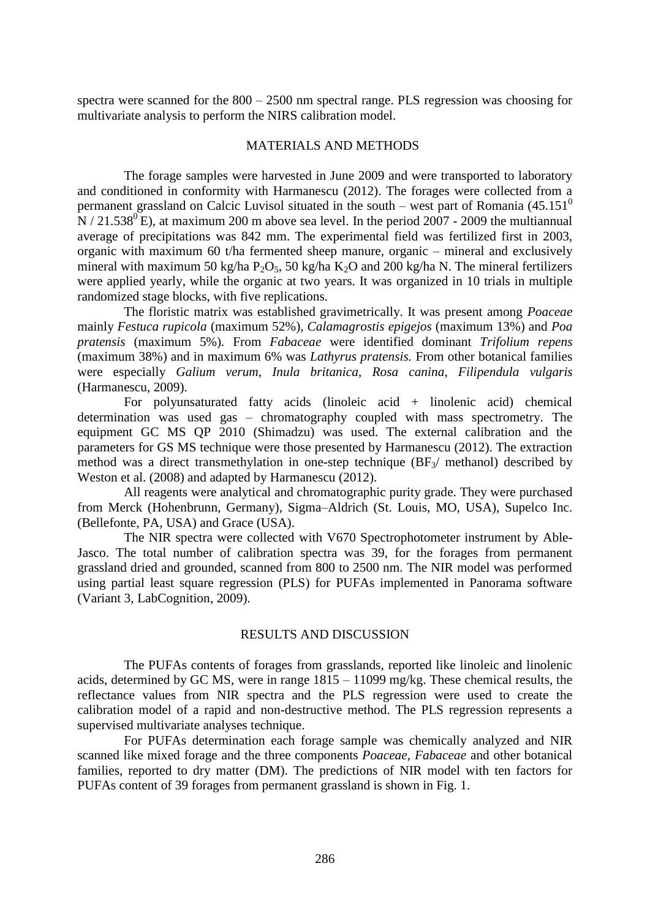spectra were scanned for the 800 – 2500 nm spectral range. PLS regression was choosing for multivariate analysis to perform the NIRS calibration model.

## MATERIALS AND METHODS

The forage samples were harvested in June 2009 and were transported to laboratory and conditioned in conformity with Harmanescu (2012). The forages were collected from a permanent grassland on Calcic Luvisol situated in the south – west part of Romania ($45.151^0$ N / $21.538^0$ E), at maximum 200 m above sea level. In the period 2007 - 2009 the multiannual average of precipitations was 842 mm. The experimental field was fertilized first in 2003, organic with maximum 60 t/ha fermented sheep manure, organic – mineral and exclusively mineral with maximum 50 kg/ha $P_2O_5$, 50 kg/ha $K_2O$ and 200 kg/ha N. The mineral fertilizers were applied yearly, while the organic at two years. It was organized in 10 trials in multiple randomized stage blocks, with five replications.

The floristic matrix was established gravimetrically. It was present among *Poaceae* mainly *Festuca rupicola* (maximum 52%), *Calamagrostis epigejos* (maximum 13%) and *Poa pratensis* (maximum 5%). From *Fabaceae* were identified dominant *Trifolium repens* (maximum 38%) and in maximum 6% was *Lathyrus pratensis.* From other botanical families were especially *Galium verum*, *Inula britanica*, *Rosa canina*, *Filipendula vulgaris* (Harmanescu, 2009).

For polyunsaturated fatty acids (linoleic acid + linolenic acid) chemical determination was used gas – chromatography coupled with mass spectrometry. The equipment GC MS QP 2010 (Shimadzu) was used. The external calibration and the parameters for GS MS technique were those presented by Harmanescu (2012). The extraction method was a direct transmethylation in one-step technique ($BF_3$/ methanol) described by Weston et al. (2008) and adapted by Harmanescu (2012).

All reagents were analytical and chromatographic purity grade. They were purchased from Merck (Hohenbrunn, Germany), Sigma–Aldrich (St. Louis, MO, USA), Supelco Inc. (Bellefonte, PA, USA) and Grace (USA).

The NIR spectra were collected with V670 Spectrophotometer instrument by Able-Jasco. The total number of calibration spectra was 39, for the forages from permanent grassland dried and grounded, scanned from 800 to 2500 nm. The NIR model was performed using partial least square regression (PLS) for PUFAs implemented in Panorama software (Variant 3, LabCognition, 2009).

## RESULTS AND DISCUSSION

The PUFAs contents of forages from grasslands, reported like linoleic and linolenic acids, determined by GC MS, were in range 1815 – 11099 mg/kg. These chemical results, the reflectance values from NIR spectra and the PLS regression were used to create the calibration model of a rapid and non-destructive method. The PLS regression represents a supervised multivariate analyses technique.

For PUFAs determination each forage sample was chemically analyzed and NIR scanned like mixed forage and the three components *Poaceae*, *Fabaceae* and other botanical families, reported to dry matter (DM). The predictions of NIR model with ten factors for PUFAs content of 39 forages from permanent grassland is shown in Fig. 1.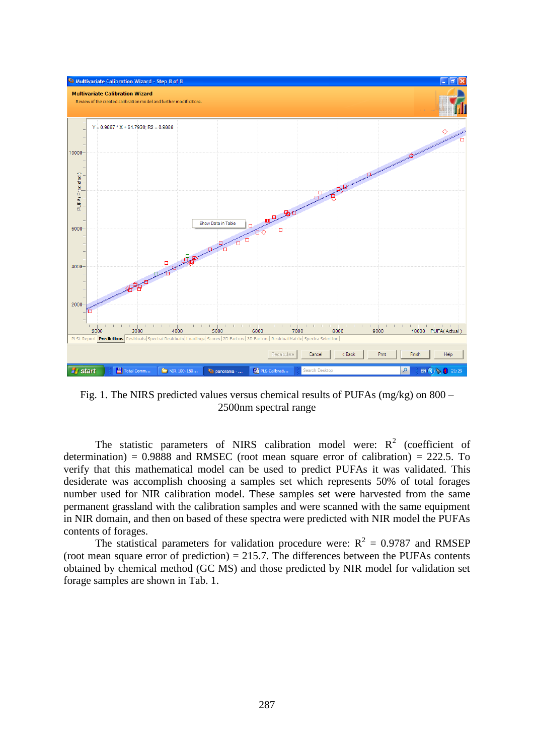Fig. 1. The NIRS predicted values versus chemical results of PUFAs (mg/kg) on 800 – 2500nm spectral range

The statistic parameters of NIRS calibration model were: $R^2$ (coefficient of determination) = 0.9888 and RMSEC (root mean square error of calibration) = 222.5. To verify that this mathematical model can be used to predict PUFAs it was validated. This desiderate was accomplish choosing a samples set which represents 50% of total forages number used for NIR calibration model. These samples set were harvested from the same permanent grassland with the calibration samples and were scanned with the same equipment in NIR domain, and then on based of these spectra were predicted with NIR model the PUFAs contents of forages.

The statistical parameters for validation procedure were: $R^2$ = 0.9787 and RMSEP (root mean square error of prediction) = 215.7. The differences between the PUFAs contents obtained by chemical method (GC MS) and those predicted by NIR model for validation set forage samples are shown in Tab. 1.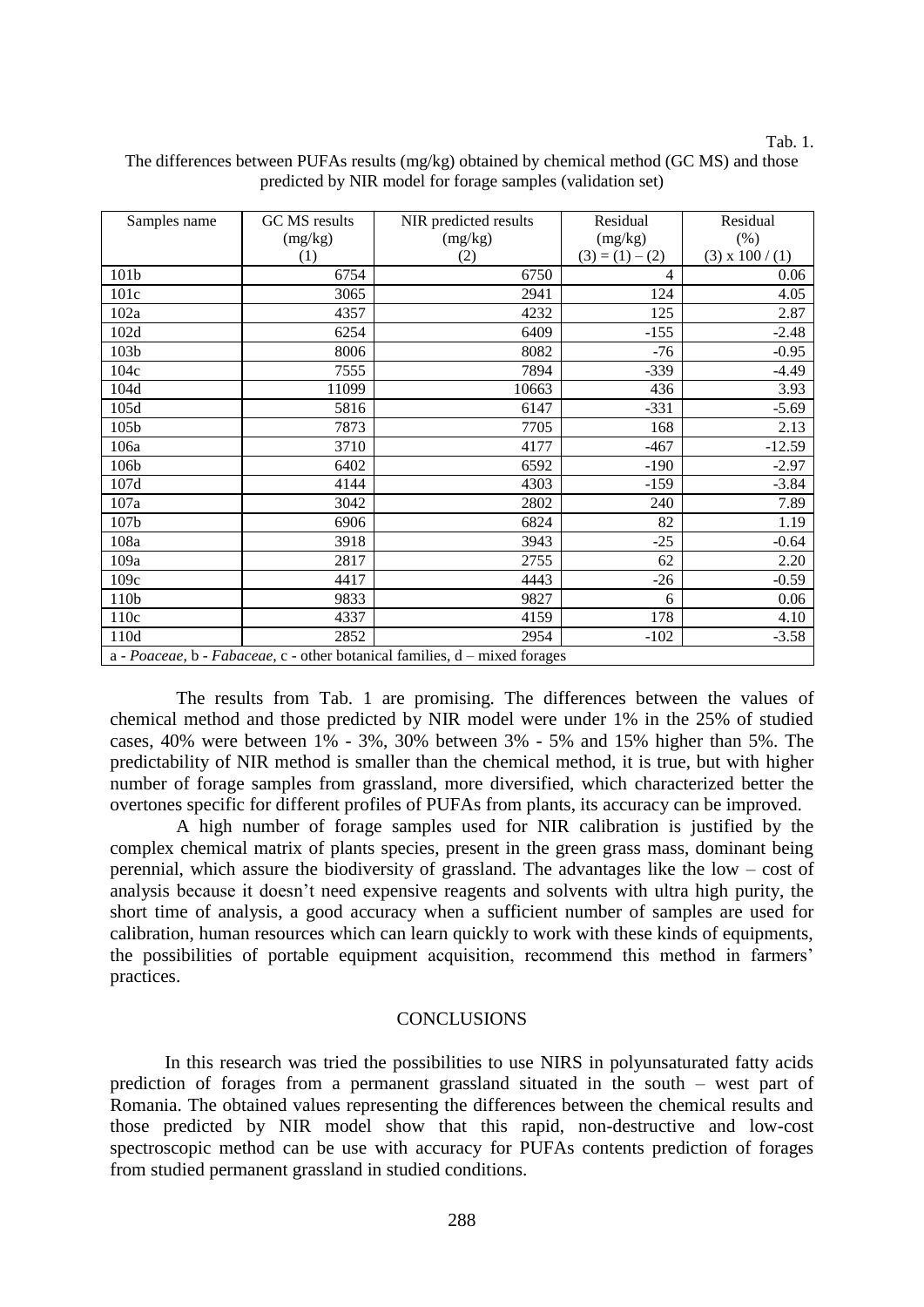Tab. 1.

The differences between PUFAs results (mg/kg) obtained by chemical method (GC MS) and those predicted by NIR model for forage samples (validation set)

| Samples name | GC MS results (mg/kg) (1) | NIR predicted results (mg/kg) (2) | Residual (mg/kg) (3) = (1) – (2) | Residual (%) (3) x 100 / (1) |
|---|---|---|---|---|
| 101b | 6754 | 6750 | 4 | 0.06 |
| 101c | 3065 | 2941 | 124 | 4.05 |
| 102a | 4357 | 4232 | 125 | 2.87 |
| 102d | 6254 | 6409 | -155 | -2.48 |
| 103b | 8006 | 8082 | -76 | -0.95 |
| 104c | 7555 | 7894 | -339 | -4.49 |
| 104d | 11099 | 10663 | 436 | 3.93 |
| 105d | 5816 | 6147 | -331 | -5.69 |
| 105b | 7873 | 7705 | 168 | 2.13 |
| 106a | 3710 | 4177 | -467 | -12.59 |
| 106b | 6402 | 6592 | -190 | -2.97 |
| 107d | 4144 | 4303 | -159 | -3.84 |
| 107a | 3042 | 2802 | 240 | 7.89 |
| 107b | 6906 | 6824 | 82 | 1.19 |
| 108a | 3918 | 3943 | -25 | -0.64 |
| 109a | 2817 | 2755 | 62 | 2.20 |
| 109c | 4417 | 4443 | -26 | -0.59 |
| 110b | 9833 | 9827 | 6 | 0.06 |
| 110c | 4337 | 4159 | 178 | 4.10 |
| 110d | 2852 | 2954 | -102 | -3.58 |

a - *Poaceae*, b - *Fabaceae*, c - other botanical families, d – mixed forages

The results from Tab. 1 are promising. The differences between the values of chemical method and those predicted by NIR model were under 1% in the 25% of studied cases, 40% were between 1% - 3%, 30% between 3% - 5% and 15% higher than 5%. The predictability of NIR method is smaller than the chemical method, it is true, but with higher number of forage samples from grassland, more diversified, which characterized better the overtones specific for different profiles of PUFAs from plants, its accuracy can be improved.

A high number of forage samples used for NIR calibration is justified by the complex chemical matrix of plants species, present in the green grass mass, dominant being perennial, which assure the biodiversity of grassland. The advantages like the low – cost of analysis because it doesn't need expensive reagents and solvents with ultra high purity, the short time of analysis, a good accuracy when a sufficient number of samples are used for calibration, human resources which can learn quickly to work with these kinds of equipments, the possibilities of portable equipment acquisition, recommend this method in farmers' practices.

## CONCLUSIONS

In this research was tried the possibilities to use NIRS in polyunsaturated fatty acids prediction of forages from a permanent grassland situated in the south – west part of Romania. The obtained values representing the differences between the chemical results and those predicted by NIR model show that this rapid, non-destructive and low-cost spectroscopic method can be use with accuracy for PUFAs contents prediction of forages from studied permanent grassland in studied conditions.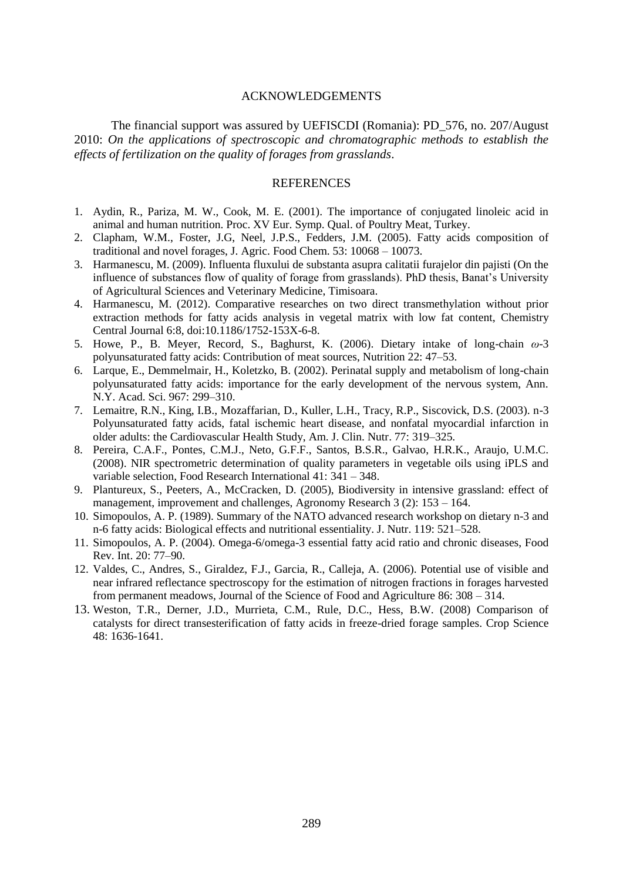## ACKNOWLEDGEMENTS

The financial support was assured by UEFISCDI (Romania): PD_576, no. 207/August 2010: *On the applications of spectroscopic and chromatographic methods to establish the effects of fertilization on the quality of forages from grasslands*.

## REFERENCES

1. Aydin, R., Pariza, M. W., Cook, M. E. (2001). The importance of conjugated linoleic acid in animal and human nutrition. Proc. XV Eur. Symp. Qual. of Poultry Meat, Turkey.
2. Clapham, W.M., Foster, J.G, Neel, J.P.S., Fedders, J.M. (2005). Fatty acids composition of traditional and novel forages, J. Agric. Food Chem. 53: 10068 – 10073.
3. Harmanescu, M. (2009). Influenta fluxului de substanta asupra calitatii furajelor din pajisti (On the influence of substances flow of quality of forage from grasslands). PhD thesis, Banat's University of Agricultural Sciences and Veterinary Medicine, Timisoara.
4. Harmanescu, M. (2012). Comparative researches on two direct transmethylation without prior extraction methods for fatty acids analysis in vegetal matrix with low fat content, Chemistry Central Journal 6:8, doi:10.1186/1752-153X-6-8.
5. Howe, P., B. Meyer, Record, S., Baghurst, K. (2006). Dietary intake of long-chain $\omega$-3 polyunsaturated fatty acids: Contribution of meat sources, Nutrition 22: 47–53.
6. Larque, E., Demmelmair, H., Koletzko, B. (2002). Perinatal supply and metabolism of long-chain polyunsaturated fatty acids: importance for the early development of the nervous system, Ann. N.Y. Acad. Sci. 967: 299–310.
7. Lemaitre, R.N., King, I.B., Mozaffarian, D., Kuller, L.H., Tracy, R.P., Siscovick, D.S. (2003). n-3 Polyunsaturated fatty acids, fatal ischemic heart disease, and nonfatal myocardial infarction in older adults: the Cardiovascular Health Study, Am. J. Clin. Nutr. 77: 319–325.
8. Pereira, C.A.F., Pontes, C.M.J., Neto, G.F.F., Santos, B.S.R., Galvao, H.R.K., Araujo, U.M.C. (2008). NIR spectrometric determination of quality parameters in vegetable oils using iPLS and variable selection, Food Research International 41: 341 – 348.
9. Plantureux, S., Peeters, A., McCracken, D. (2005), Biodiversity in intensive grassland: effect of management, improvement and challenges, Agronomy Research 3 (2): 153 – 164.
10. Simopoulos, A. P. (1989). Summary of the NATO advanced research workshop on dietary n-3 and n-6 fatty acids: Biological effects and nutritional essentiality. J. Nutr. 119: 521–528.
11. Simopoulos, A. P. (2004). Omega-6/omega-3 essential fatty acid ratio and chronic diseases, Food Rev. Int. 20: 77–90.
12. Valdes, C., Andres, S., Giraldez, F.J., Garcia, R., Calleja, A. (2006). Potential use of visible and near infrared reflectance spectroscopy for the estimation of nitrogen fractions in forages harvested from permanent meadows, Journal of the Science of Food and Agriculture 86: 308 – 314.
13. Weston, T.R., Derner, J.D., Murrieta, C.M., Rule, D.C., Hess, B.W. (2008) Comparison of catalysts for direct transesterification of fatty acids in freeze-dried forage samples. Crop Science 48: 1636-1641.